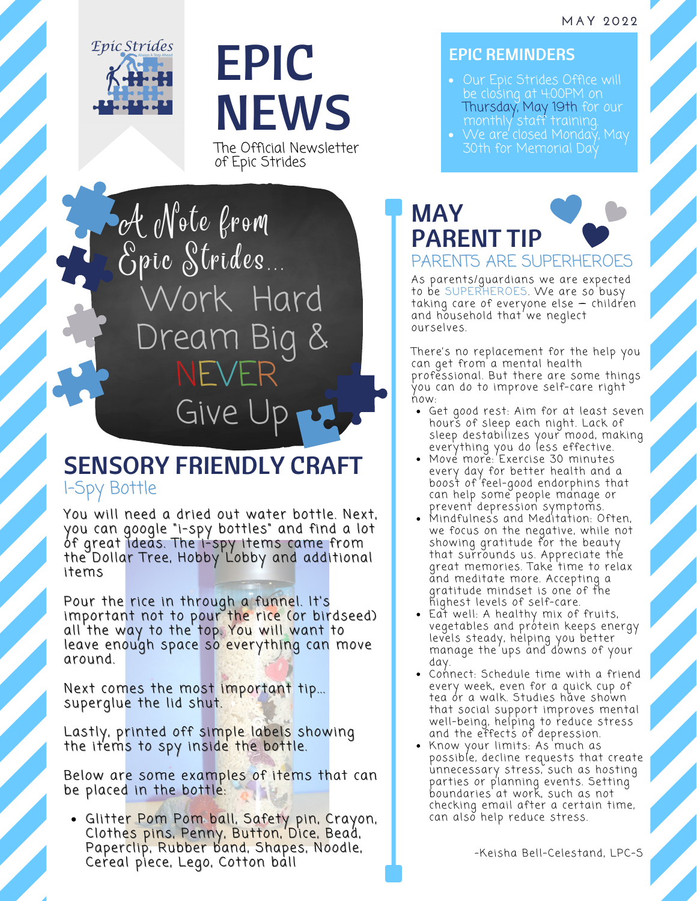MAY 2022

Epic Strides

# EPIC NEWS

The Official Newsletter of Epic Strides

## EPIC REMINDERS

- Our Epic Strides Office will be closing at 4:00PM on Thursday, May 19th for our monthly staff training.
- We are closed Monday, May 30th for Memorial Day

## A Note from Epic Strides...

Work Hard Dream Big & NEVER Give Up

## SENSORY FRIENDLY CRAFT

### I-Spy Bottle

You will need a dried out water bottle. Next, you can google "i-spy bottles" and find a lot of great ideas. The i-spy items came from the Dollar Tree, Hobby Lobby and additional items

Pour the rice in through a funnel. It's important not to pour the rice (or birdseed) all the way to the top. You will want to leave enough space so everything can move around.

Next comes the most important tip... superglue the lid shut.

Lastly, printed off simple labels showing the items to spy inside the bottle.

Below are some examples of items that can be placed in the bottle:

- Glitter Pom Pom ball, Safety pin, Crayon, Clothes pins, Penny, Button, Dice, Bead, Paperclip, Rubber band, Shapes, Noodle, Cereal piece, Lego, Cotton ball

## MAY PARENT TIP

### PARENTS ARE SUPERHEROES

As parents/guardians we are expected to be SUPERHEROES. We are so busy taking care of everyone else – children and household that we neglect ourselves.

There's no replacement for the help you can get from a mental health professional. But there are some things you can do to improve self-care right now:

- Get good rest: Aim for at least seven hours of sleep each night. Lack of sleep destabilizes your mood, making everything you do less effective.
- Move more: Exercise 30 minutes every day for better health and a boost of feel-good endorphins that can help some people manage or prevent depression symptoms.
- Mindfulness and Meditation: Often, we focus on the negative, while not showing gratitude for the beauty that surrounds us. Appreciate the great memories. Take time to relax and meditate more. Accepting a gratitude mindset is one of the highest levels of self-care.
- Eat well: A healthy mix of fruits, vegetables and protein keeps energy levels steady, helping you better manage the ups and downs of your day.
- Connect: Schedule time with a friend every week, even for a quick cup of tea or a walk. Studies have shown that social support improves mental well-being, helping to reduce stress and the effects of depression.
- Know your limits: As much as possible, decline requests that create unnecessary stress, such as hosting parties or planning events. Setting boundaries at work, such as not checking email after a certain time, can also help reduce stress.

-Keisha Bell-Celestand, LPC-S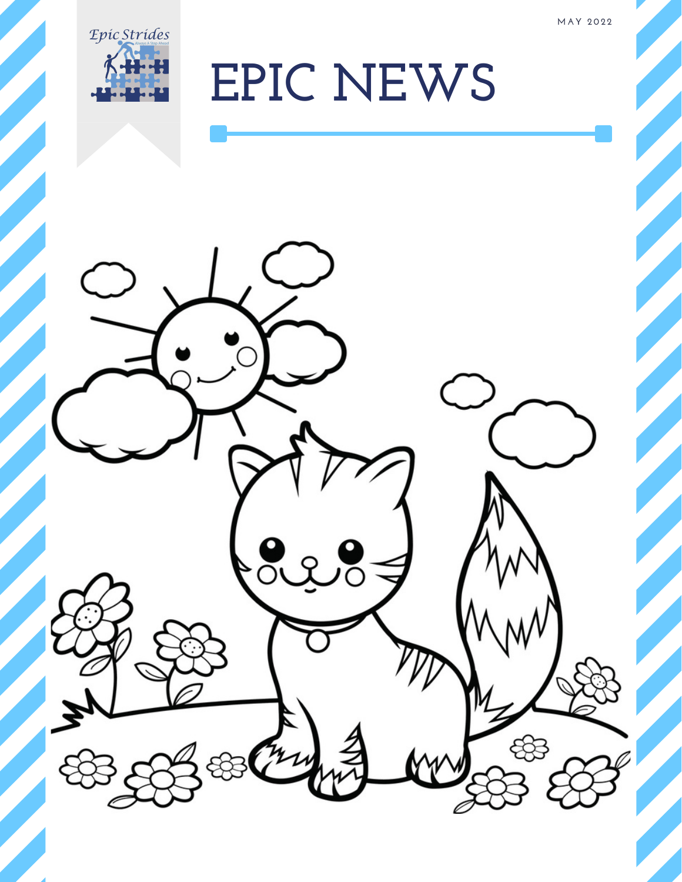MAY 2022

Epic Strides

Always A Step Ahead

# EPIC NEWS